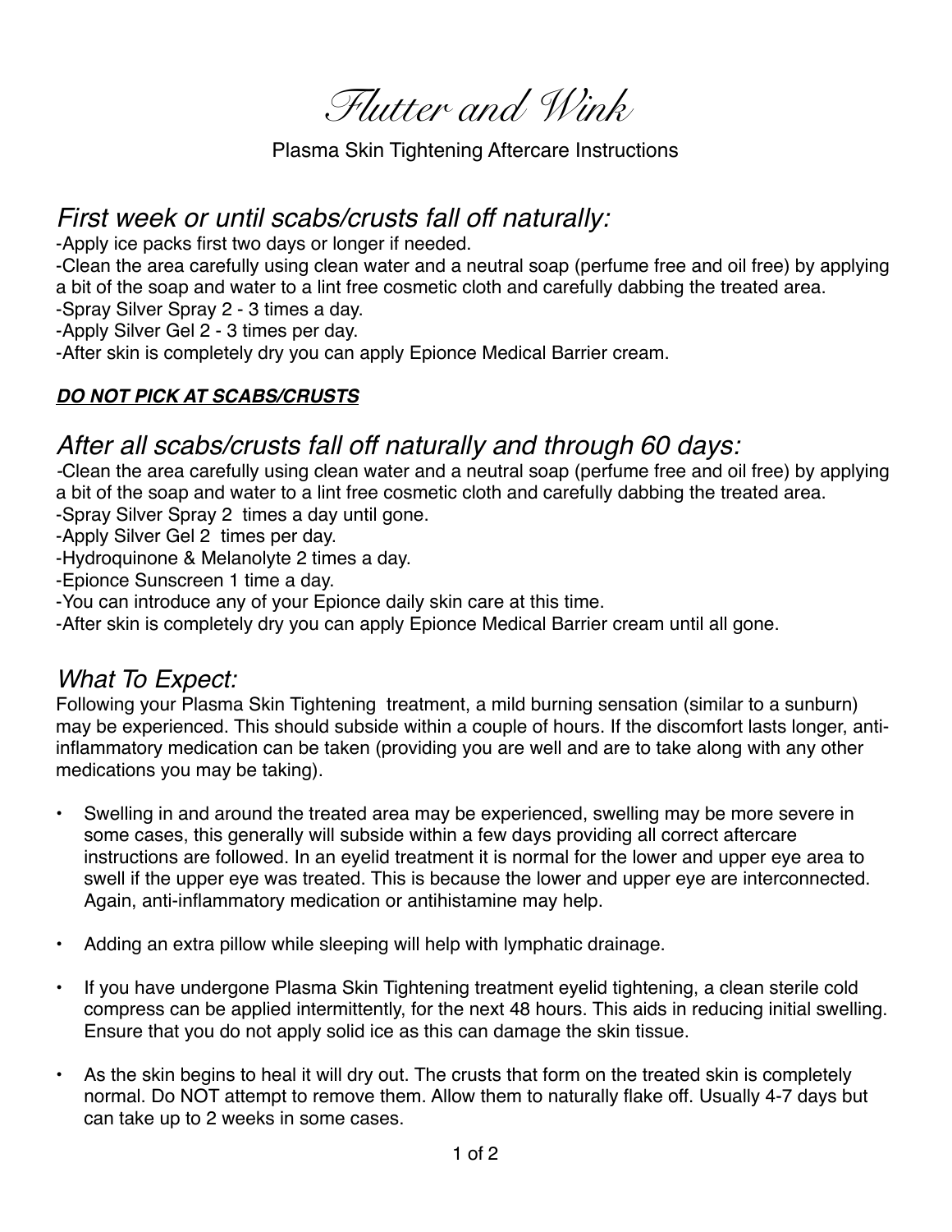# *Flutter and Wink*

Plasma Skin Tightening Aftercare Instructions

## *First week or until scabs/crusts fall off naturally:*

-Apply ice packs first two days or longer if needed.
-Clean the area carefully using clean water and a neutral soap (perfume free and oil free) by applying a bit of the soap and water to a lint free cosmetic cloth and carefully dabbing the treated area.
-Spray Silver Spray 2 - 3 times a day.
-Apply Silver Gel 2 - 3 times per day.
-After skin is completely dry you can apply Epionce Medical Barrier cream.

***DO NOT PICK AT SCABS/CRUSTS***

## *After all scabs/crusts fall off naturally and through 60 days:*

-Clean the area carefully using clean water and a neutral soap (perfume free and oil free) by applying a bit of the soap and water to a lint free cosmetic cloth and carefully dabbing the treated area.
-Spray Silver Spray 2 times a day until gone.
-Apply Silver Gel 2 times per day.
-Hydroquinone & Melanolyte 2 times a day.
-Epionce Sunscreen 1 time a day.
-You can introduce any of your Epionce daily skin care at this time.
-After skin is completely dry you can apply Epionce Medical Barrier cream until all gone.

## *What To Expect:*

Following your Plasma Skin Tightening treatment, a mild burning sensation (similar to a sunburn) may be experienced. This should subside within a couple of hours. If the discomfort lasts longer, anti-inflammatory medication can be taken (providing you are well and are to take along with any other medications you may be taking).

- Swelling in and around the treated area may be experienced, swelling may be more severe in some cases, this generally will subside within a few days providing all correct aftercare instructions are followed. In an eyelid treatment it is normal for the lower and upper eye area to swell if the upper eye was treated. This is because the lower and upper eye are interconnected. Again, anti-inflammatory medication or antihistamine may help.

- Adding an extra pillow while sleeping will help with lymphatic drainage.

- If you have undergone Plasma Skin Tightening treatment eyelid tightening, a clean sterile cold compress can be applied intermittently, for the next 48 hours. This aids in reducing initial swelling. Ensure that you do not apply solid ice as this can damage the skin tissue.

- As the skin begins to heal it will dry out. The crusts that form on the treated skin is completely normal. Do NOT attempt to remove them. Allow them to naturally flake off. Usually 4-7 days but can take up to 2 weeks in some cases.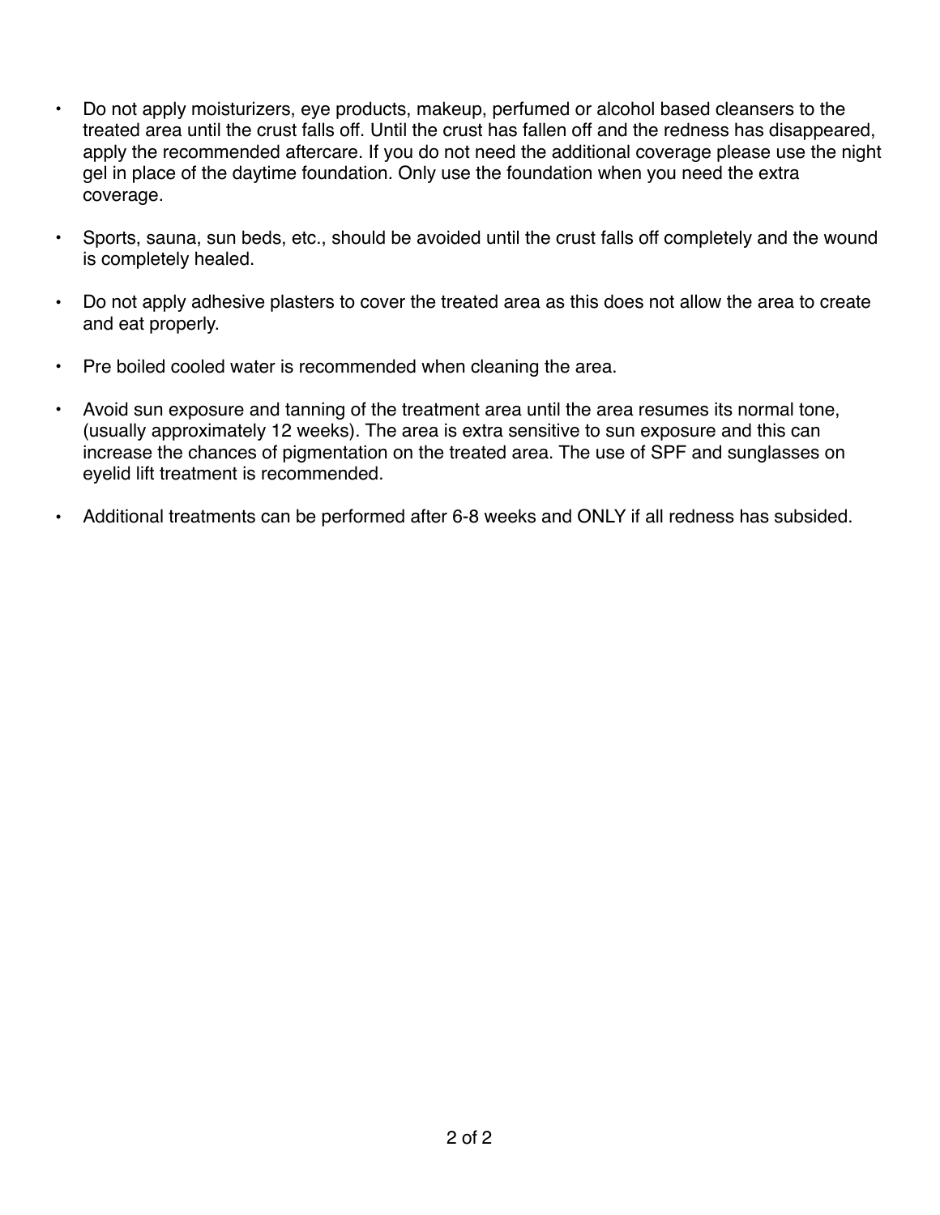- Do not apply moisturizers, eye products, makeup, perfumed or alcohol based cleansers to the treated area until the crust falls off. Until the crust has fallen off and the redness has disappeared, apply the recommended aftercare. If you do not need the additional coverage please use the night gel in place of the daytime foundation. Only use the foundation when you need the extra coverage.

- Sports, sauna, sun beds, etc., should be avoided until the crust falls off completely and the wound is completely healed.

- Do not apply adhesive plasters to cover the treated area as this does not allow the area to create and eat properly.

- Pre boiled cooled water is recommended when cleaning the area.

- Avoid sun exposure and tanning of the treatment area until the area resumes its normal tone, (usually approximately 12 weeks). The area is extra sensitive to sun exposure and this can increase the chances of pigmentation on the treated area. The use of SPF and sunglasses on eyelid lift treatment is recommended.

- Additional treatments can be performed after 6-8 weeks and ONLY if all redness has subsided.